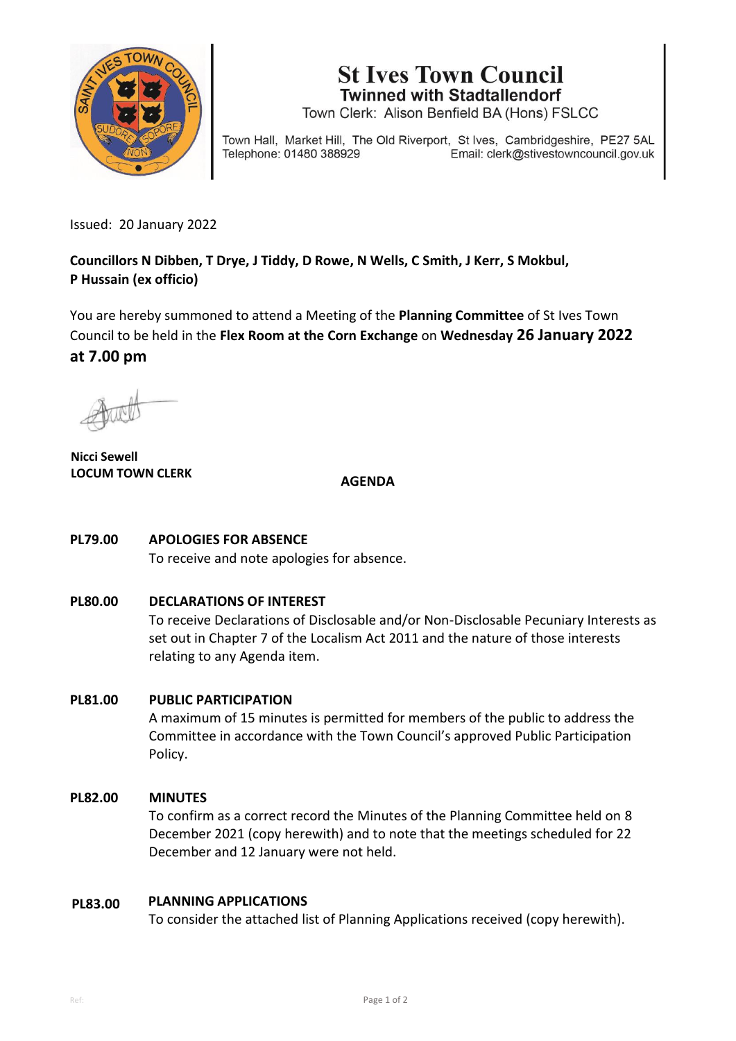# St Ives Town Council

**Twinned with Stadtallendorf**

Town Clerk: Alison Benfield BA (Hons) FSLCC

Town Hall, Market Hill, The Old Riverport, St Ives, Cambridgeshire, PE27 5AL
Telephone: 01480 388929 Email: clerk@stivestowncouncil.gov.uk

Issued: 20 January 2022

**Councillors N Dibben, T Drye, J Tiddy, D Rowe, N Wells, C Smith, J Kerr, S Mokbul, P Hussain (ex officio)**

You are hereby summoned to attend a Meeting of the **Planning Committee** of St Ives Town Council to be held in the **Flex Room at the Corn Exchange** on **Wednesday 26 January 2022 at 7.00 pm**

**Nicci Sewell**
**LOCUM TOWN CLERK**

## AGENDA

**PL79.00 APOLOGIES FOR ABSENCE**
To receive and note apologies for absence.

**PL80.00 DECLARATIONS OF INTEREST**
To receive Declarations of Disclosable and/or Non-Disclosable Pecuniary Interests as set out in Chapter 7 of the Localism Act 2011 and the nature of those interests relating to any Agenda item.

**PL81.00 PUBLIC PARTICIPATION**
A maximum of 15 minutes is permitted for members of the public to address the Committee in accordance with the Town Council's approved Public Participation Policy.

**PL82.00 MINUTES**
To confirm as a correct record the Minutes of the Planning Committee held on 8 December 2021 (copy herewith) and to note that the meetings scheduled for 22 December and 12 January were not held.

**PL83.00 PLANNING APPLICATIONS**
To consider the attached list of Planning Applications received (copy herewith).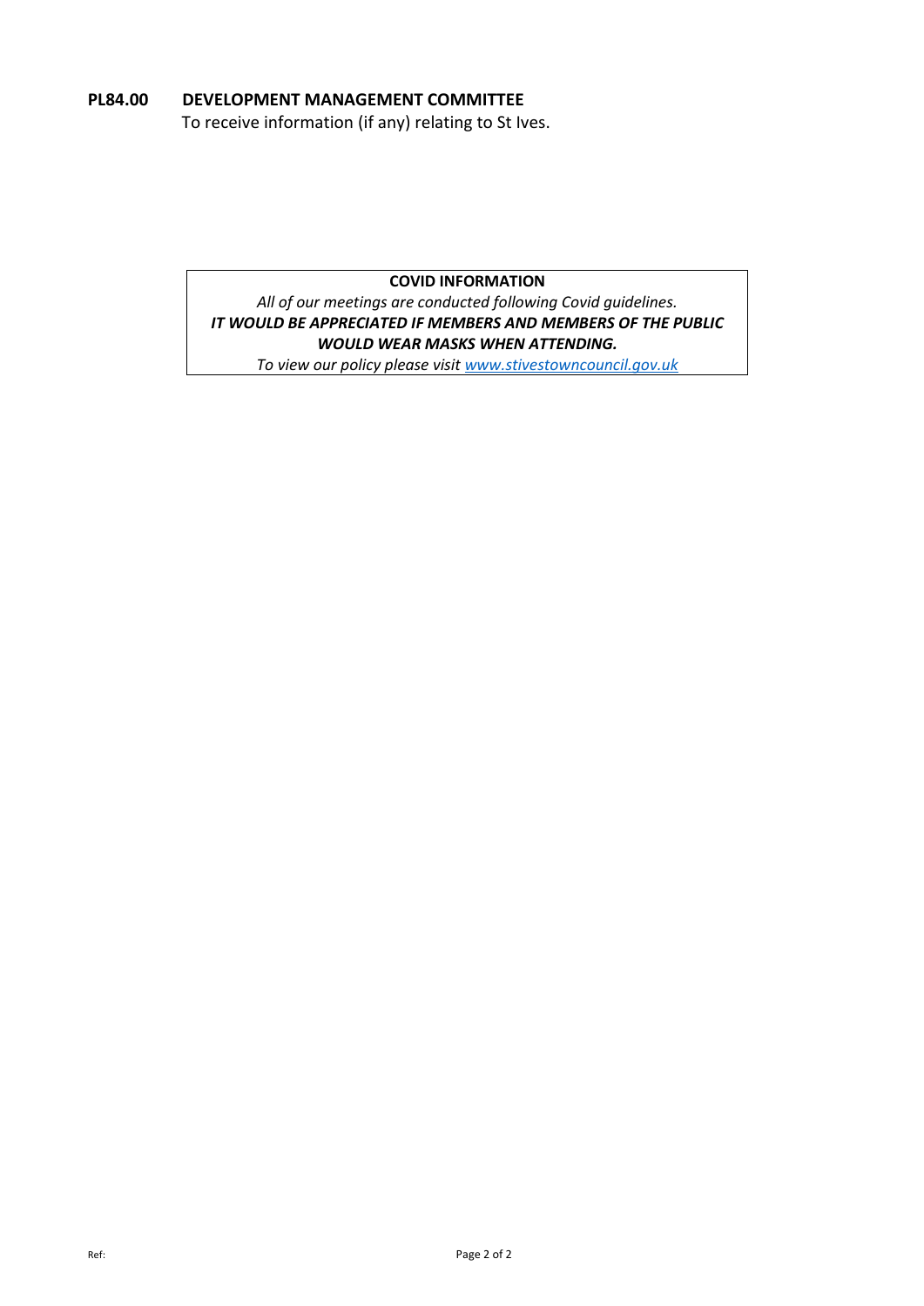**PL84.00 DEVELOPMENT MANAGEMENT COMMITTEE**

To receive information (if any) relating to St Ives.

| **COVID INFORMATION** |
|---|
| *All of our meetings are conducted following Covid guidelines.* |
| ***IT WOULD BE APPRECIATED IF MEMBERS AND MEMBERS OF THE PUBLIC WOULD WEAR MASKS WHEN ATTENDING.*** |
| *To view our policy please visit [www.stivestowncouncil.gov.uk](http://www.stivestowncouncil.gov.uk)* |

Ref: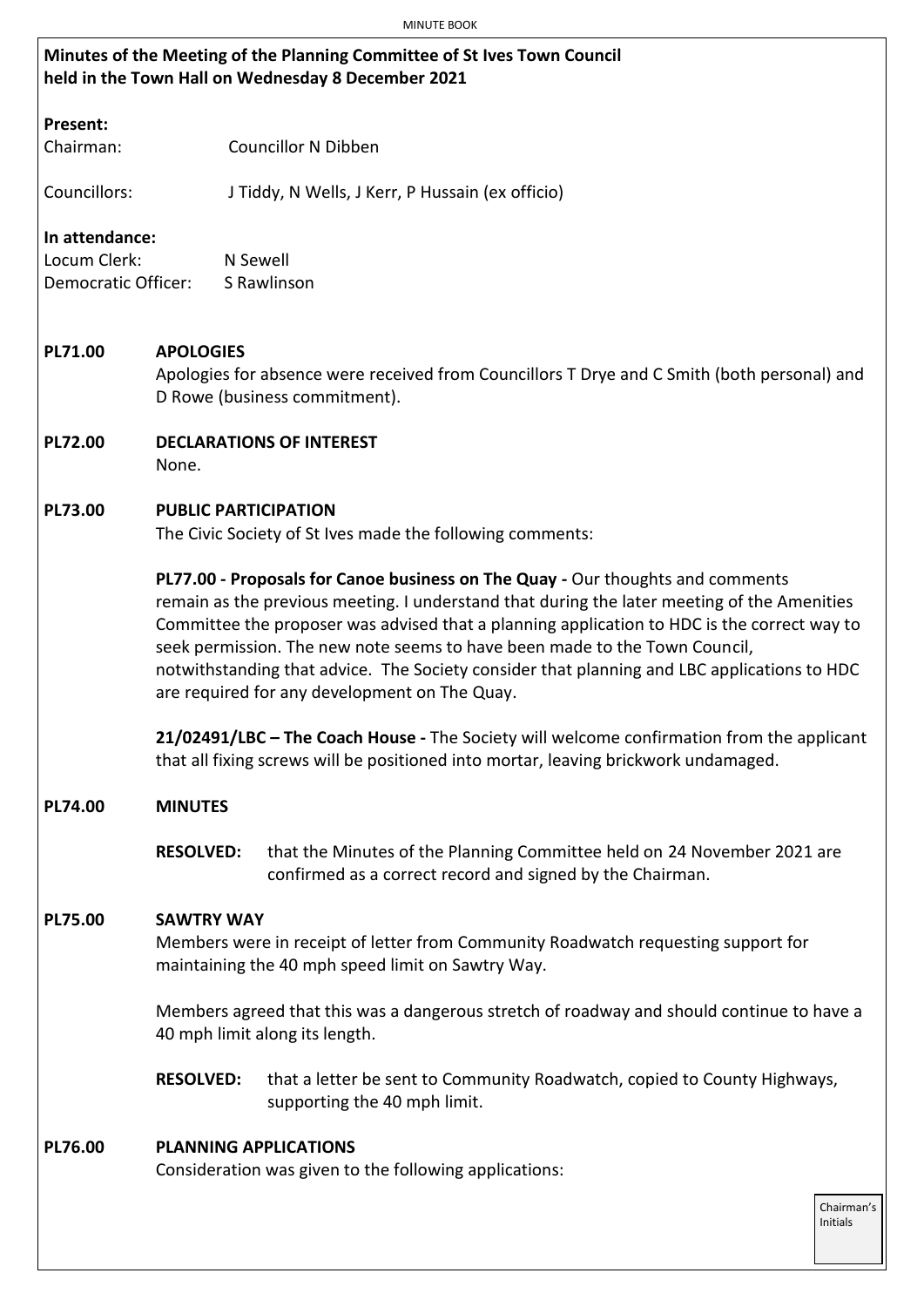**Minutes of the Meeting of the Planning Committee of St Ives Town Council held in the Town Hall on Wednesday 8 December 2021**

**Present:**

Chairman: Councillor N Dibben

Councillors: J Tiddy, N Wells, J Kerr, P Hussain (ex officio)

**In attendance:**

Locum Clerk: N Sewell

Democratic Officer: S Rawlinson

**PL71.00 APOLOGIES**

Apologies for absence were received from Councillors T Drye and C Smith (both personal) and D Rowe (business commitment).

**PL72.00 DECLARATIONS OF INTEREST**

None.

**PL73.00 PUBLIC PARTICIPATION**

The Civic Society of St Ives made the following comments:

**PL77.00 - Proposals for Canoe business on The Quay -** Our thoughts and comments remain as the previous meeting. I understand that during the later meeting of the Amenities Committee the proposer was advised that a planning application to HDC is the correct way to seek permission. The new note seems to have been made to the Town Council, notwithstanding that advice. The Society consider that planning and LBC applications to HDC are required for any development on The Quay.

**21/02491/LBC – The Coach House -** The Society will welcome confirmation from the applicant that all fixing screws will be positioned into mortar, leaving brickwork undamaged.

**PL74.00 MINUTES**

**RESOLVED:** that the Minutes of the Planning Committee held on 24 November 2021 are confirmed as a correct record and signed by the Chairman.

**PL75.00 SAWTRY WAY**

Members were in receipt of letter from Community Roadwatch requesting support for maintaining the 40 mph speed limit on Sawtry Way.

Members agreed that this was a dangerous stretch of roadway and should continue to have a 40 mph limit along its length.

**RESOLVED:** that a letter be sent to Community Roadwatch, copied to County Highways, supporting the 40 mph limit.

**PL76.00 PLANNING APPLICATIONS**

Consideration was given to the following applications: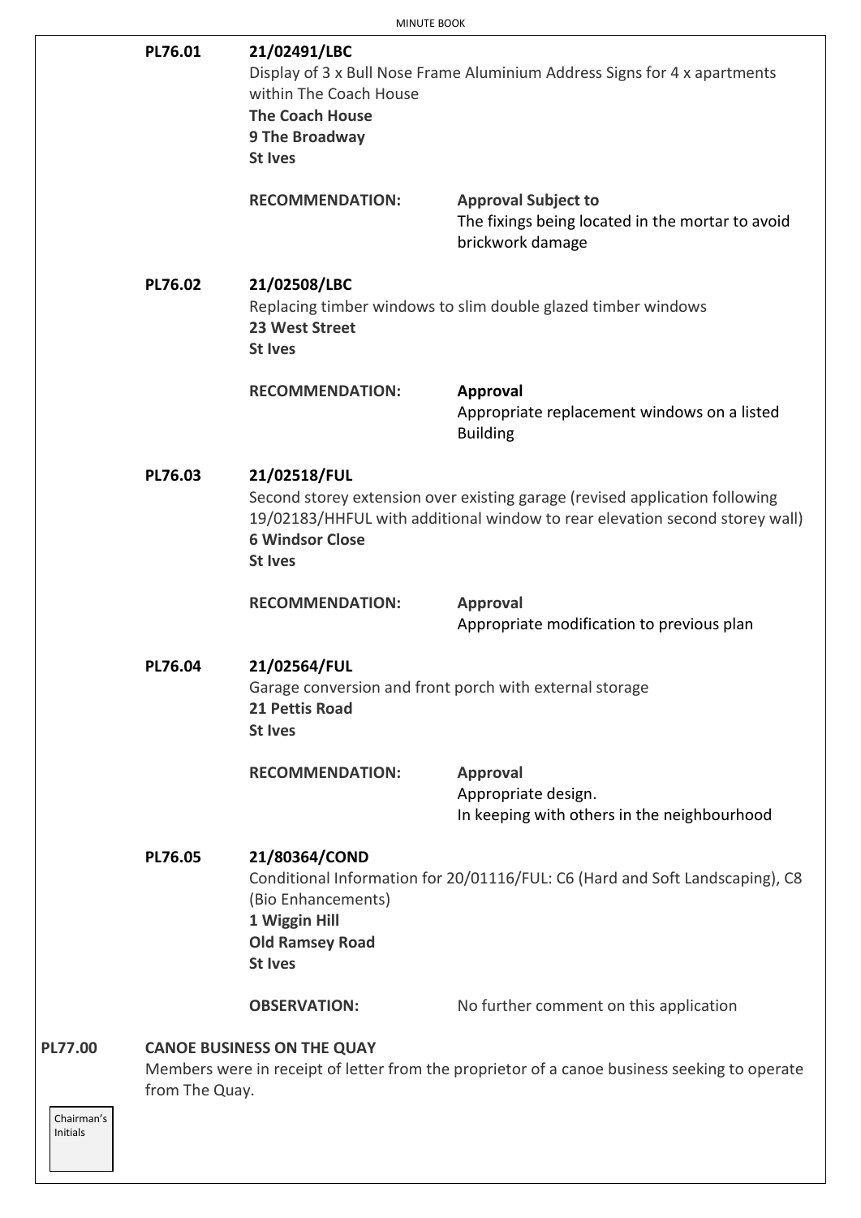**PL76.01** **21/02491/LBC**
Display of 3 x Bull Nose Frame Aluminium Address Signs for 4 x apartments within The Coach House
**The Coach House**
**9 The Broadway**
**St Ives**

**RECOMMENDATION:** **Approval Subject to**
The fixings being located in the mortar to avoid brickwork damage

**PL76.02** **21/02508/LBC**
Replacing timber windows to slim double glazed timber windows
**23 West Street**
**St Ives**

**RECOMMENDATION:** **Approval**
Appropriate replacement windows on a listed Building

**PL76.03** **21/02518/FUL**
Second storey extension over existing garage (revised application following 19/02183/HHFUL with additional window to rear elevation second storey wall)
**6 Windsor Close**
**St Ives**

**RECOMMENDATION:** **Approval**
Appropriate modification to previous plan

**PL76.04** **21/02564/FUL**
Garage conversion and front porch with external storage
**21 Pettis Road**
**St Ives**

**RECOMMENDATION:** **Approval**
Appropriate design.
In keeping with others in the neighbourhood

**PL76.05** **21/80364/COND**
Conditional Information for 20/01116/FUL: C6 (Hard and Soft Landscaping), C8 (Bio Enhancements)
**1 Wiggin Hill**
**Old Ramsey Road**
**St Ives**

**OBSERVATION:** No further comment on this application

**PL77.00** **CANOE BUSINESS ON THE QUAY**
Members were in receipt of letter from the proprietor of a canoe business seeking to operate from The Quay.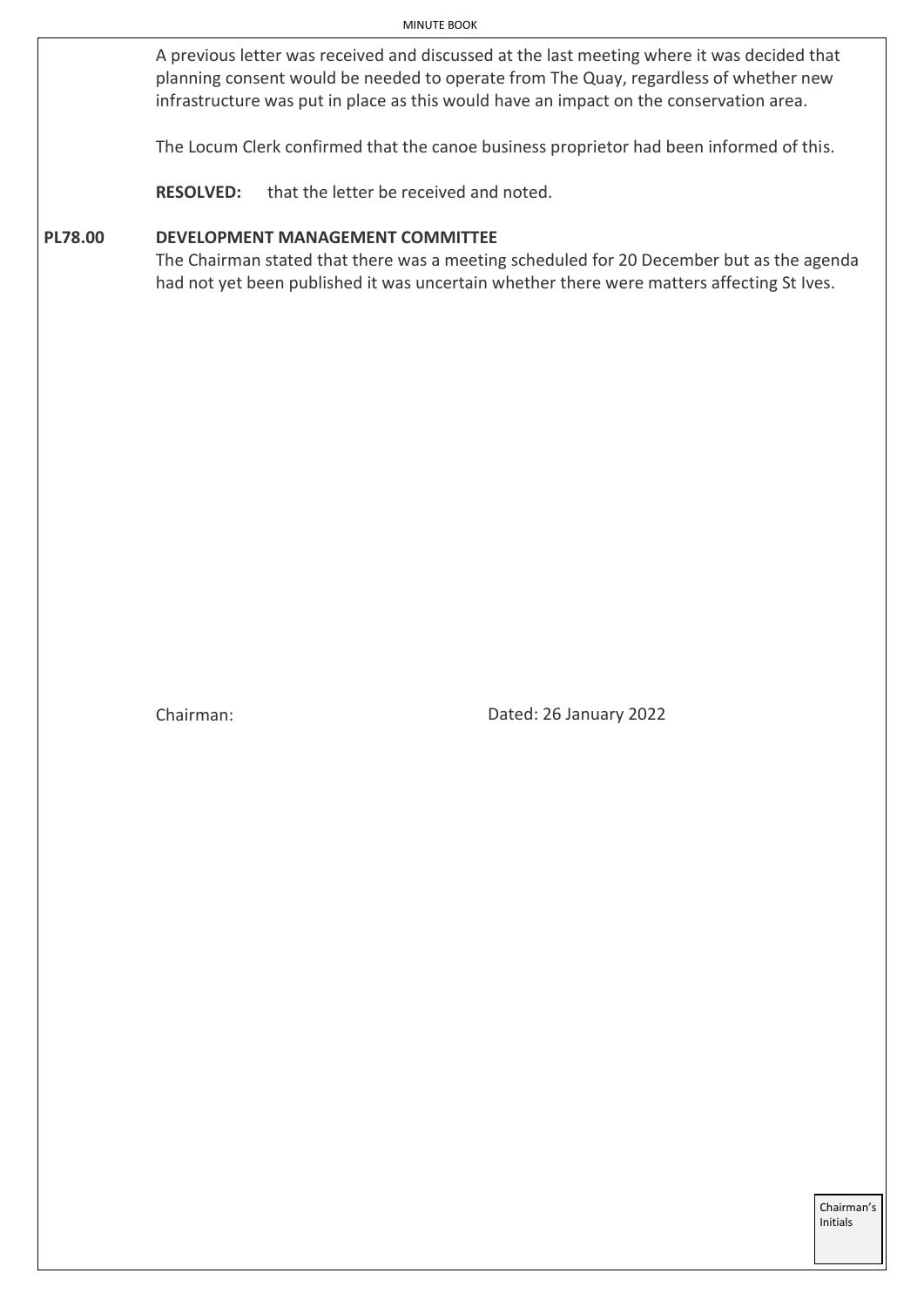A previous letter was received and discussed at the last meeting where it was decided that planning consent would be needed to operate from The Quay, regardless of whether new infrastructure was put in place as this would have an impact on the conservation area.

The Locum Clerk confirmed that the canoe business proprietor had been informed of this.

**RESOLVED:** that the letter be received and noted.

**PL78.00 DEVELOPMENT MANAGEMENT COMMITTEE**

The Chairman stated that there was a meeting scheduled for 20 December but as the agenda had not yet been published it was uncertain whether there were matters affecting St Ives.

Chairman: Dated: 26 January 2022

Chairman's Initials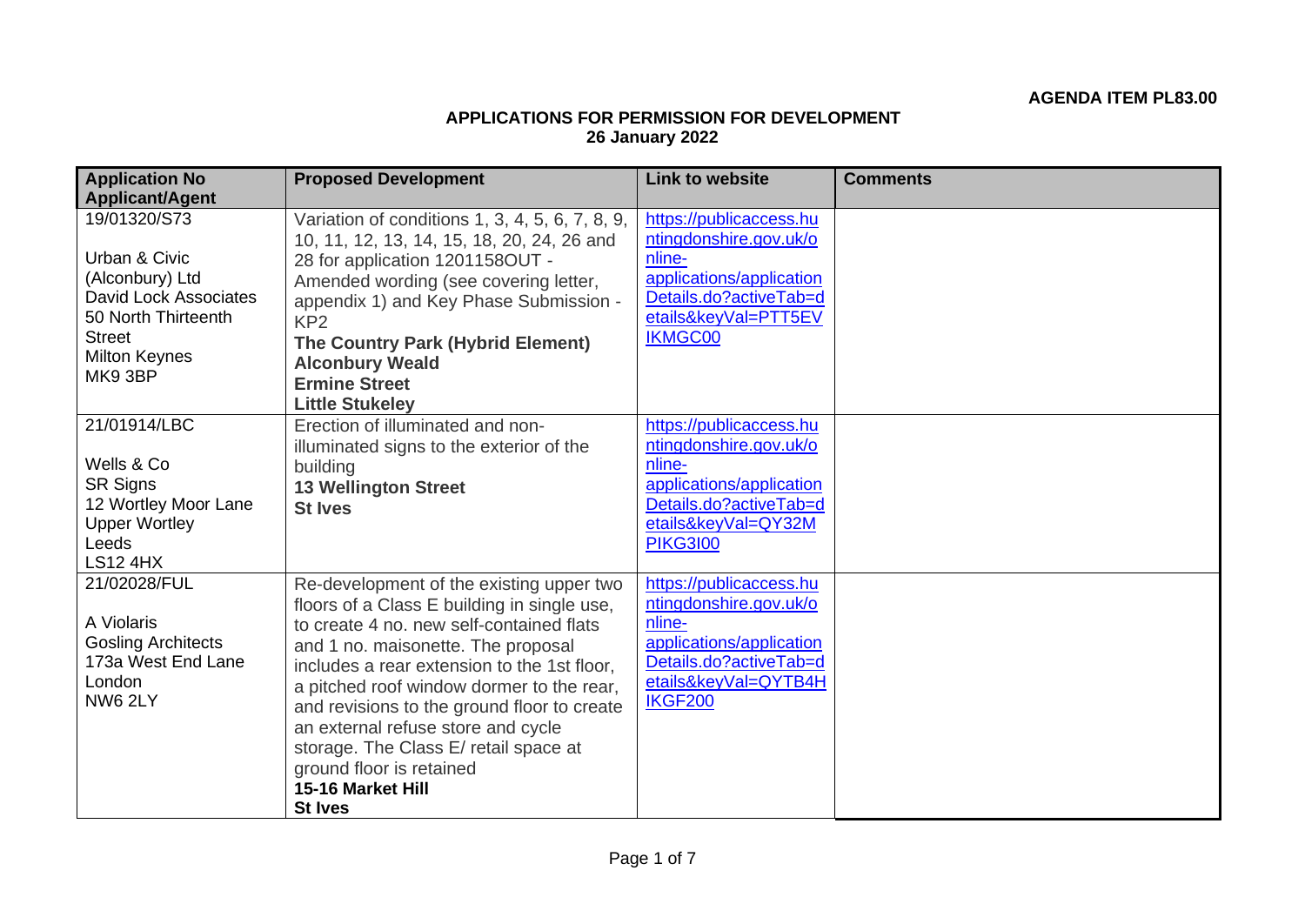**AGENDA ITEM PL83.00**

## APPLICATIONS FOR PERMISSION FOR DEVELOPMENT
**26 January 2022**

| Application No Applicant/Agent | Proposed Development | Link to website | Comments |
|---|---|---|---|
| 19/01320/S73<br><br>Urban & Civic (Alconbury) Ltd<br>David Lock Associates<br>50 North Thirteenth Street<br>Milton Keynes<br>MK9 3BP | Variation of conditions 1, 3, 4, 5, 6, 7, 8, 9, 10, 11, 12, 13, 14, 15, 18, 20, 24, 26 and 28 for application 1201158OUT - Amended wording (see covering letter, appendix 1) and Key Phase Submission - KP2<br>**The Country Park (Hybrid Element)**<br>**Alconbury Weald**<br>**Ermine Street**<br>**Little Stukeley** | https://publicaccess.huntingdonshire.gov.uk/online-applications/applicationDetails.do?activeTab=details&keyVal=PTT5EVIKMGC00 | |
| 21/01914/LBC<br><br>Wells & Co<br>SR Signs<br>12 Wortley Moor Lane<br>Upper Wortley<br>Leeds<br>LS12 4HX | Erection of illuminated and non-illuminated signs to the exterior of the building<br>**13 Wellington Street**<br>**St Ives** | https://publicaccess.huntingdonshire.gov.uk/online-applications/applicationDetails.do?activeTab=details&keyVal=QY32MPIKG3I00 | |
| 21/02028/FUL<br><br>A Violaris<br>Gosling Architects<br>173a West End Lane<br>London<br>NW6 2LY | Re-development of the existing upper two floors of a Class E building in single use, to create 4 no. new self-contained flats and 1 no. maisonette. The proposal includes a rear extension to the 1st floor, a pitched roof window dormer to the rear, and revisions to the ground floor to create an external refuse store and cycle storage. The Class E/ retail space at ground floor is retained<br>**15-16 Market Hill**<br>**St Ives** | https://publicaccess.huntingdonshire.gov.uk/online-applications/applicationDetails.do?activeTab=details&keyVal=QYTB4HIKGF200 | |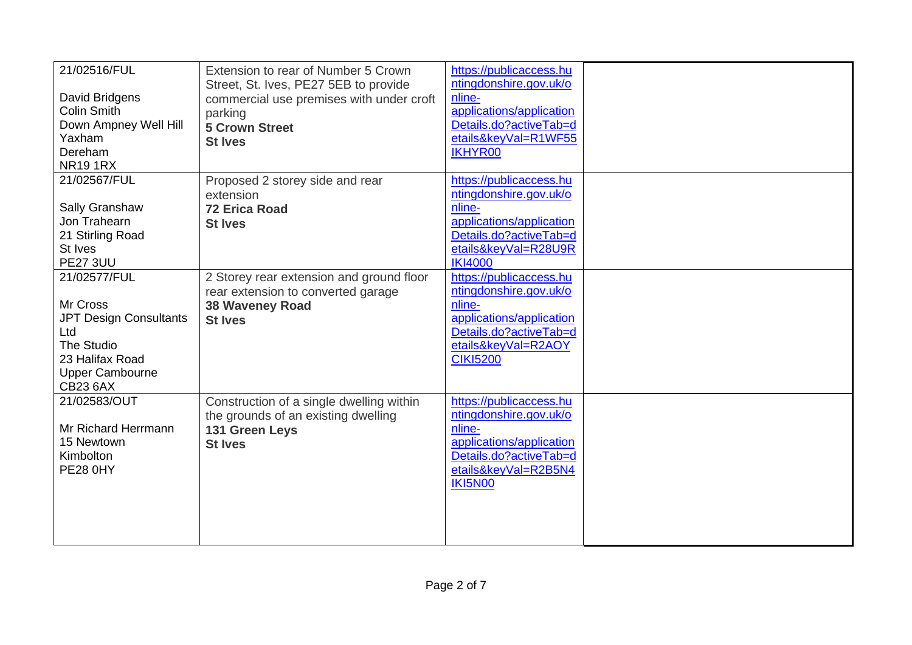| | | | |
|---|---|---|---|
| 21/02516/FUL<br><br>David Bridgens<br>Colin Smith<br>Down Ampney Well Hill<br>Yaxham<br>Dereham<br>NR19 1RX | Extension to rear of Number 5 Crown Street, St. Ives, PE27 5EB to provide commercial use premises with under croft parking<br>**5 Crown Street**<br>**St Ives** | https://publicaccess.huntingdonshire.gov.uk/online-applications/applicationDetails.do?activeTab=details&keyVal=R1WF55IKHYR00 | |
| 21/02567/FUL<br><br>Sally Granshaw<br>Jon Trahearn<br>21 Stirling Road<br>St Ives<br>PE27 3UU | Proposed 2 storey side and rear extension<br>**72 Erica Road**<br>**St Ives** | https://publicaccess.huntingdonshire.gov.uk/online-applications/applicationDetails.do?activeTab=details&keyVal=R28U9RIKI4000 | |
| 21/02577/FUL<br><br>Mr Cross<br>JPT Design Consultants Ltd<br>The Studio<br>23 Halifax Road<br>Upper Cambourne<br>CB23 6AX | 2 Storey rear extension and ground floor rear extension to converted garage<br>**38 Waveney Road**<br>**St Ives** | https://publicaccess.huntingdonshire.gov.uk/online-applications/applicationDetails.do?activeTab=details&keyVal=R2AOYCIKI5200 | |
| 21/02583/OUT<br><br>Mr Richard Herrmann<br>15 Newtown<br>Kimbolton<br>PE28 0HY | Construction of a single dwelling within the grounds of an existing dwelling<br>**131 Green Leys**<br>**St Ives** | https://publicaccess.huntingdonshire.gov.uk/online-applications/applicationDetails.do?activeTab=details&keyVal=R2B5N4IKI5N00 | |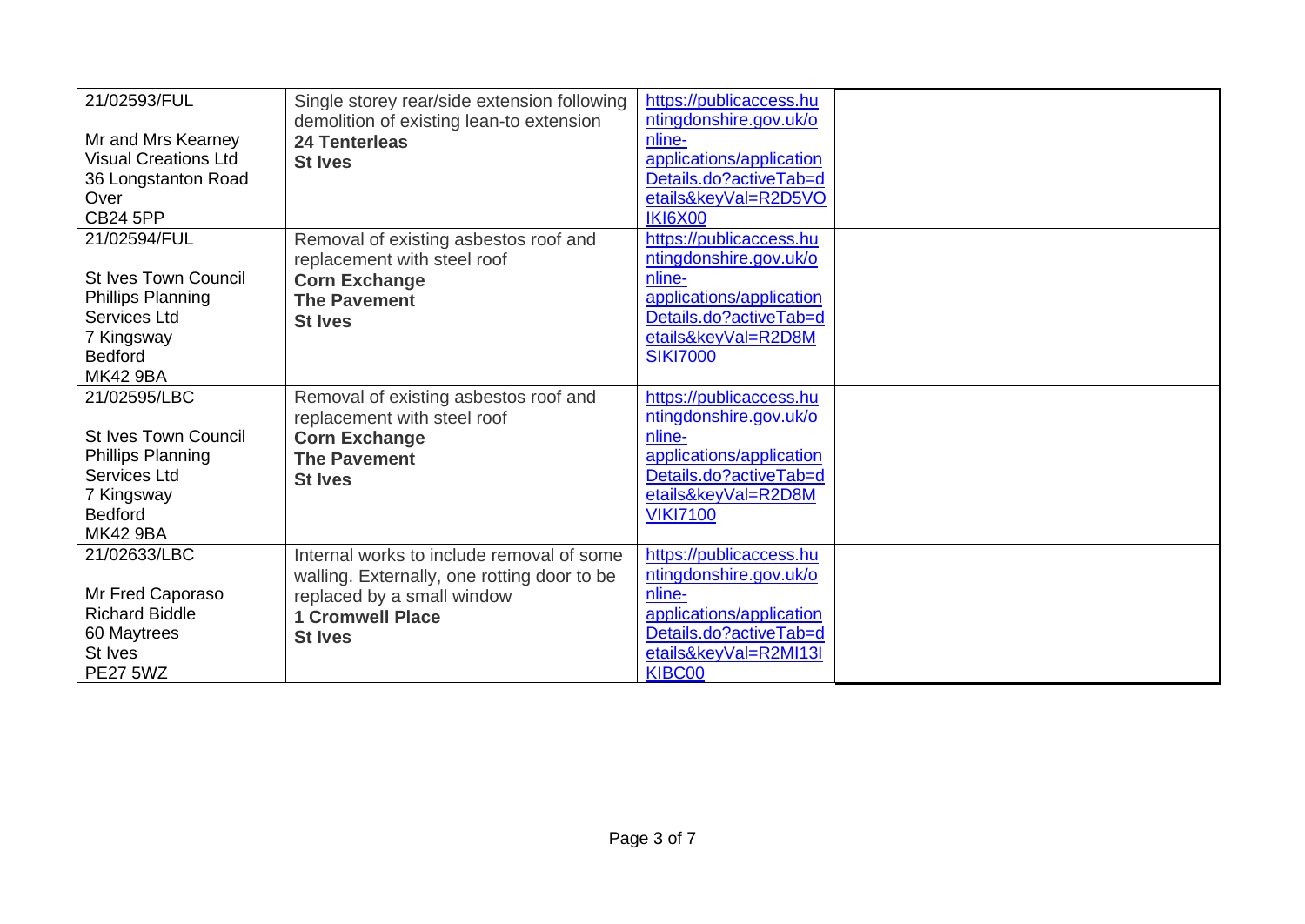| | | | |
|---|---|---|---|
| 21/02593/FUL<br><br>Mr and Mrs Kearney<br>Visual Creations Ltd<br>36 Longstanton Road<br>Over<br>CB24 5PP | Single storey rear/side extension following demolition of existing lean-to extension<br>**24 Tenterleas**<br>**St Ives** | https://publicaccess.huntingdonshire.gov.uk/online-applications/applicationDetails.do?activeTab=details&keyVal=R2D5VOIKI6X00 | |
| 21/02594/FUL<br><br>St Ives Town Council<br>Phillips Planning Services Ltd<br>7 Kingsway<br>Bedford<br>MK42 9BA | Removal of existing asbestos roof and replacement with steel roof<br>**Corn Exchange**<br>**The Pavement**<br>**St Ives** | https://publicaccess.huntingdonshire.gov.uk/online-applications/applicationDetails.do?activeTab=details&keyVal=R2D8MSIKI7000 | |
| 21/02595/LBC<br><br>St Ives Town Council<br>Phillips Planning Services Ltd<br>7 Kingsway<br>Bedford<br>MK42 9BA | Removal of existing asbestos roof and replacement with steel roof<br>**Corn Exchange**<br>**The Pavement**<br>**St Ives** | https://publicaccess.huntingdonshire.gov.uk/online-applications/applicationDetails.do?activeTab=details&keyVal=R2D8MVIKI7100 | |
| 21/02633/LBC<br><br>Mr Fred Caporaso<br>Richard Biddle<br>60 Maytrees<br>St Ives<br>PE27 5WZ | Internal works to include removal of some walling. Externally, one rotting door to be replaced by a small window<br>**1 Cromwell Place**<br>**St Ives** | https://publicaccess.huntingdonshire.gov.uk/online-applications/applicationDetails.do?activeTab=details&keyVal=R2MI13IKIBC00 | |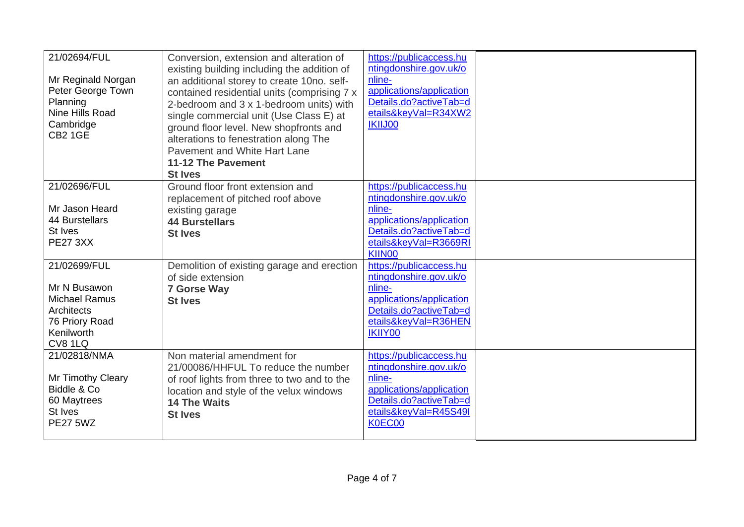| | | | |
|---|---|---|---|
| 21/02694/FUL<br><br>Mr Reginald Norgan<br>Peter George Town Planning<br>Nine Hills Road<br>Cambridge<br>CB2 1GE | Conversion, extension and alteration of existing building including the addition of an additional storey to create 10no. self-contained residential units (comprising 7 x 2-bedroom and 3 x 1-bedroom units) with single commercial unit (Use Class E) at ground floor level. New shopfronts and alterations to fenestration along The Pavement and White Hart Lane<br>**11-12 The Pavement**<br>**St Ives** | https://publicaccess.huntingdonshire.gov.uk/online-applications/applicationDetails.do?activeTab=details&keyVal=R34XW2IKIIJ00 | |
| 21/02696/FUL<br><br>Mr Jason Heard<br>44 Burstellars<br>St Ives<br>PE27 3XX | Ground floor front extension and replacement of pitched roof above existing garage<br>**44 Burstellars**<br>**St Ives** | https://publicaccess.huntingdonshire.gov.uk/online-applications/applicationDetails.do?activeTab=details&keyVal=R3669RIKIIN00 | |
| 21/02699/FUL<br><br>Mr N Busawon<br>Michael Ramus Architects<br>76 Priory Road<br>Kenilworth<br>CV8 1LQ | Demolition of existing garage and erection of side extension<br>**7 Gorse Way**<br>**St Ives** | https://publicaccess.huntingdonshire.gov.uk/online-applications/applicationDetails.do?activeTab=details&keyVal=R36HENIKIIY00 | |
| 21/02818/NMA<br><br>Mr Timothy Cleary<br>Biddle & Co<br>60 Maytrees<br>St Ives<br>PE27 5WZ | Non material amendment for 21/00086/HHFUL To reduce the number of roof lights from three to two and to the location and style of the velux windows<br>**14 The Waits**<br>**St Ives** | https://publicaccess.huntingdonshire.gov.uk/online-applications/applicationDetails.do?activeTab=details&keyVal=R45S49IK0EC00 | |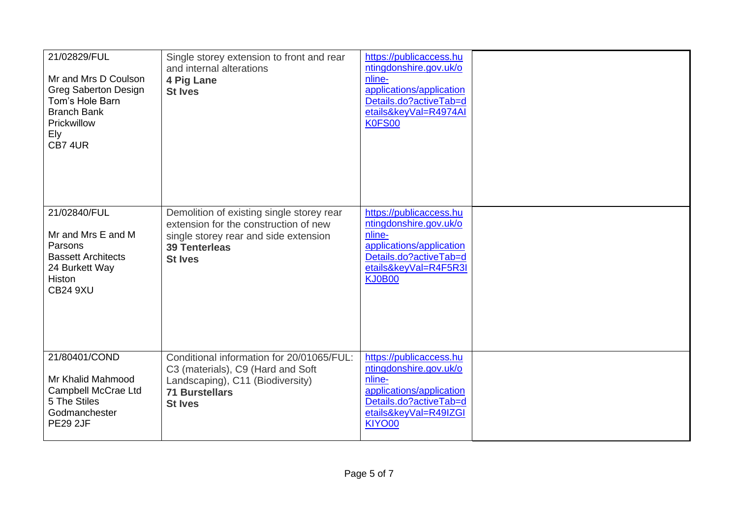| | | | |
|---|---|---|---|
| 21/02829/FUL<br><br>Mr and Mrs D Coulson<br>Greg Saberton Design<br>Tom's Hole Barn<br>Branch Bank<br>Prickwillow<br>Ely<br>CB7 4UR | Single storey extension to front and rear and internal alterations<br>**4 Pig Lane**<br>**St Ives** | https://publicaccess.huntingdonshire.gov.uk/online-applications/applicationDetails.do?activeTab=details&keyVal=R4974AIK0FS00 | |
| 21/02840/FUL<br><br>Mr and Mrs E and M Parsons<br>Bassett Architects<br>24 Burkett Way<br>Histon<br>CB24 9XU | Demolition of existing single storey rear extension for the construction of new single storey rear and side extension<br>**39 Tenterleas**<br>**St Ives** | https://publicaccess.huntingdonshire.gov.uk/online-applications/applicationDetails.do?activeTab=details&keyVal=R4F5R3IKJ0B00 | |
| 21/80401/COND<br><br>Mr Khalid Mahmood<br>Campbell McCrae Ltd<br>5 The Stiles<br>Godmanchester<br>PE29 2JF | Conditional information for 20/01065/FUL: C3 (materials), C9 (Hard and Soft Landscaping), C11 (Biodiversity)<br>**71 Burstellars**<br>**St Ives** | https://publicaccess.huntingdonshire.gov.uk/online-applications/applicationDetails.do?activeTab=details&keyVal=R49IZGIKIYO00 | |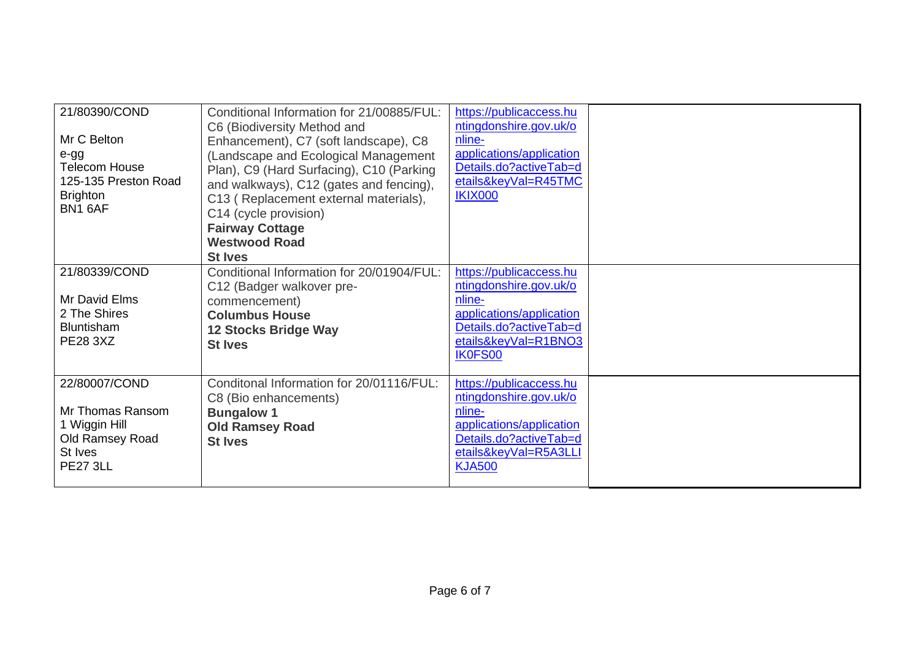| | | | |
|---|---|---|---|
| 21/80390/COND<br><br>Mr C Belton<br>e-gg<br>Telecom House<br>125-135 Preston Road<br>Brighton<br>BN1 6AF | Conditional Information for 21/00885/FUL: C6 (Biodiversity Method and Enhancement), C7 (soft landscape), C8 (Landscape and Ecological Management Plan), C9 (Hard Surfacing), C10 (Parking and walkways), C12 (gates and fencing), C13 ( Replacement external materials), C14 (cycle provision)<br>**Fairway Cottage**<br>**Westwood Road**<br>**St Ives** | https://publicaccess.huntingdonshire.gov.uk/online-applications/applicationDetails.do?activeTab=details&keyVal=R45TMCIKIX000 | |
| 21/80339/COND<br><br>Mr David Elms<br>2 The Shires<br>Bluntisham<br>PE28 3XZ | Conditional Information for 20/01904/FUL: C12 (Badger walkover pre-commencement)<br>**Columbus House**<br>**12 Stocks Bridge Way**<br>**St Ives** | https://publicaccess.huntingdonshire.gov.uk/online-applications/applicationDetails.do?activeTab=details&keyVal=R1BNO3IK0FS00 | |
| 22/80007/COND<br><br>Mr Thomas Ransom<br>1 Wiggin Hill<br>Old Ramsey Road<br>St Ives<br>PE27 3LL | Conditonal Information for 20/01116/FUL: C8 (Bio enhancements)<br>**Bungalow 1**<br>**Old Ramsey Road**<br>**St Ives** | https://publicaccess.huntingdonshire.gov.uk/online-applications/applicationDetails.do?activeTab=details&keyVal=R5A3LLIKJA500 | |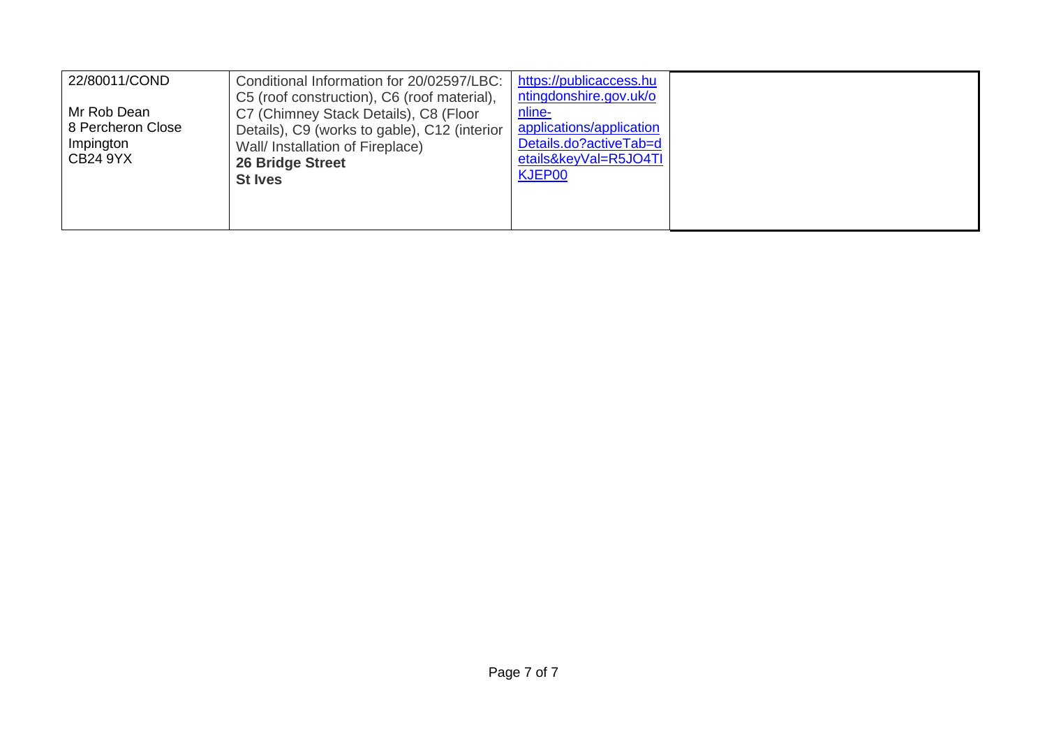| | | | |
|---|---|---|---|
| 22/80011/COND<br><br>Mr Rob Dean<br>8 Percheron Close<br>Impington<br>CB24 9YX | Conditional Information for 20/02597/LBC: C5 (roof construction), C6 (roof material), C7 (Chimney Stack Details), C8 (Floor Details), C9 (works to gable), C12 (interior Wall/ Installation of Fireplace)<br>**26 Bridge Street**<br>**St Ives** | https://publicaccess.huntingdonshire.gov.uk/online-applications/applicationDetails.do?activeTab=details&keyVal=R5JO4TIKJEP00 | |